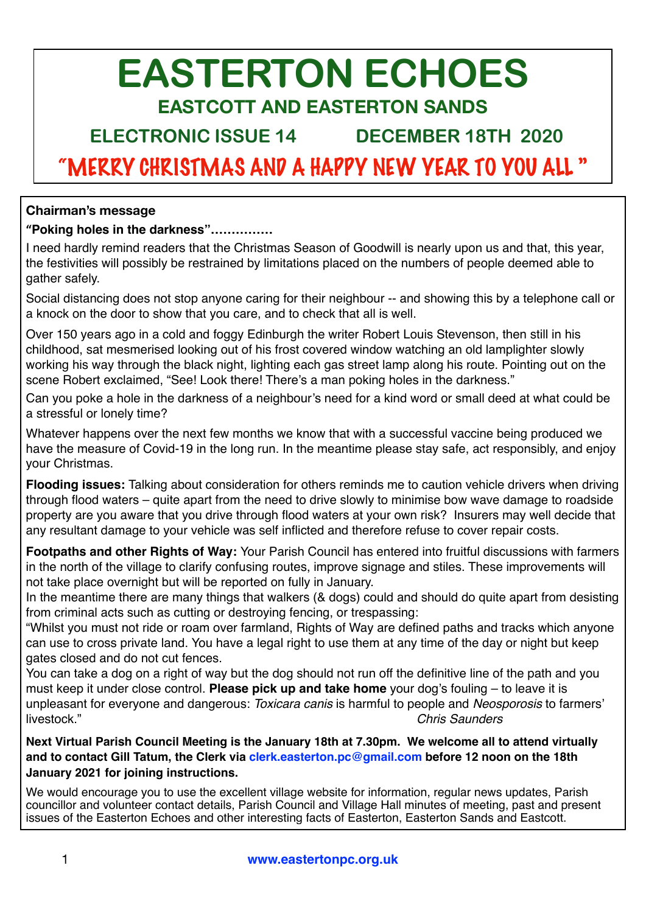# EASTERTON ECHOES

## EASTCOTT AND EASTERTON SANDS

## ELECTRONIC ISSUE 14 DECEMBER 18TH 2020

## "MERRY CHRISTMAS AND A HAPPY NEW YEAR TO YOU ALL "

### Chairman's message

**"Poking holes in the darkness"……………**

I need hardly remind readers that the Christmas Season of Goodwill is nearly upon us and that, this year, the festivities will possibly be restrained by limitations placed on the numbers of people deemed able to gather safely.

Social distancing does not stop anyone caring for their neighbour -- and showing this by a telephone call or a knock on the door to show that you care, and to check that all is well.

Over 150 years ago in a cold and foggy Edinburgh the writer Robert Louis Stevenson, then still in his childhood, sat mesmerised looking out of his frost covered window watching an old lamplighter slowly working his way through the black night, lighting each gas street lamp along his route. Pointing out on the scene Robert exclaimed, "See! Look there! There's a man poking holes in the darkness."

Can you poke a hole in the darkness of a neighbour's need for a kind word or small deed at what could be a stressful or lonely time?

Whatever happens over the next few months we know that with a successful vaccine being produced we have the measure of Covid-19 in the long run. In the meantime please stay safe, act responsibly, and enjoy your Christmas.

**Flooding issues:** Talking about consideration for others reminds me to caution vehicle drivers when driving through flood waters – quite apart from the need to drive slowly to minimise bow wave damage to roadside property are you aware that you drive through flood waters at your own risk? Insurers may well decide that any resultant damage to your vehicle was self inflicted and therefore refuse to cover repair costs.

**Footpaths and other Rights of Way:** Your Parish Council has entered into fruitful discussions with farmers in the north of the village to clarify confusing routes, improve signage and stiles. These improvements will not take place overnight but will be reported on fully in January.

In the meantime there are many things that walkers (& dogs) could and should do quite apart from desisting from criminal acts such as cutting or destroying fencing, or trespassing:

"Whilst you must not ride or roam over farmland, Rights of Way are defined paths and tracks which anyone can use to cross private land. You have a legal right to use them at any time of the day or night but keep gates closed and do not cut fences.

You can take a dog on a right of way but the dog should not run off the definitive line of the path and you must keep it under close control. **Please pick up and take home** your dog's fouling – to leave it is unpleasant for everyone and dangerous: *Toxicara canis* is harmful to people and *Neosporosis* to farmers' livestock."

*Chris Saunders*

**Next Virtual Parish Council Meeting is the January 18th at 7.30pm. We welcome all to attend virtually and to contact Gill Tatum, the Clerk via clerk.easterton.pc@gmail.com before 12 noon on the 18th January 2021 for joining instructions.**

We would encourage you to use the excellent village website for information, regular news updates, Parish councillor and volunteer contact details, Parish Council and Village Hall minutes of meeting, past and present issues of the Easterton Echoes and other interesting facts of Easterton, Easterton Sands and Eastcott.

www.eastertonpc.org.uk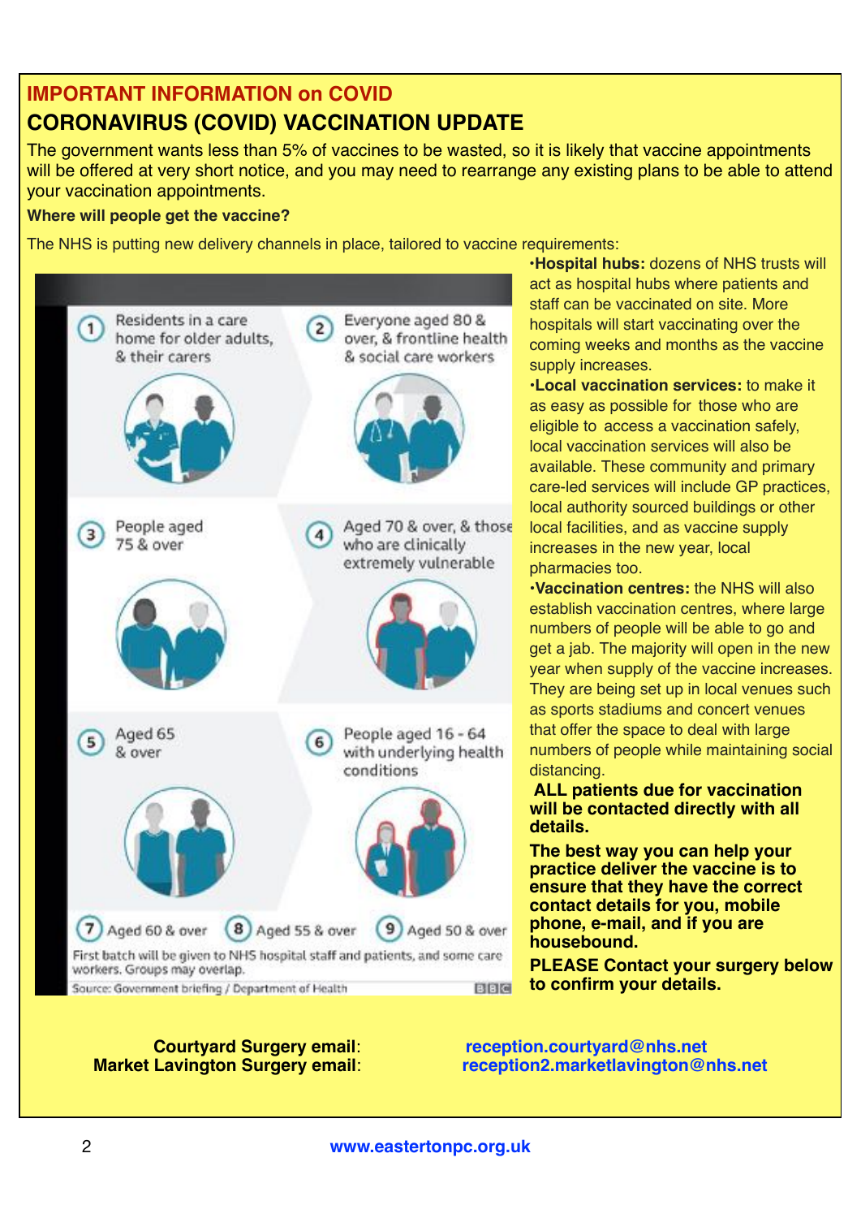## IMPORTANT INFORMATION on COVID

## CORONAVIRUS (COVID) VACCINATION UPDATE

The government wants less than 5% of vaccines to be wasted, so it is likely that vaccine appointments will be offered at very short notice, and you may need to rearrange any existing plans to be able to attend your vaccination appointments.

**Where will people get the vaccine?**

The NHS is putting new delivery channels in place, tailored to vaccine requirements:

1. Residents in a care home for older adults, & their carers
2. Everyone aged 80 & over, & frontline health & social care workers
3. People aged 75 & over
4. Aged 70 & over, & those who are clinically extremely vulnerable
5. Aged 65 & over
6. People aged 16 - 64 with underlying health conditions
7. Aged 60 & over
8. Aged 55 & over
9. Aged 50 & over

First batch will be given to NHS hospital staff and patients, and some care workers. Groups may overlap.

Source: Government briefing / Department of Health BBC

- **Hospital hubs:** dozens of NHS trusts will act as hospital hubs where patients and staff can be vaccinated on site. More hospitals will start vaccinating over the coming weeks and months as the vaccine supply increases.
- **Local vaccination services:** to make it as easy as possible for those who are eligible to access a vaccination safely, local vaccination services will also be available. These community and primary care-led services will include GP practices, local authority sourced buildings or other local facilities, and as vaccine supply increases in the new year, local pharmacies too.
- **Vaccination centres:** the NHS will also establish vaccination centres, where large numbers of people will be able to go and get a jab. The majority will open in the new year when supply of the vaccine increases. They are being set up in local venues such as sports stadiums and concert venues that offer the space to deal with large numbers of people while maintaining social distancing.

**ALL patients due for vaccination will be contacted directly with all details.**

**The best way you can help your practice deliver the vaccine is to ensure that they have the correct contact details for you, mobile phone, e-mail, and if you are housebound.**

**PLEASE Contact your surgery below to confirm your details.**

**Courtyard Surgery email**: **reception.courtyard@nhs.net**
**Market Lavington Surgery email**: **reception2.marketlavington@nhs.net**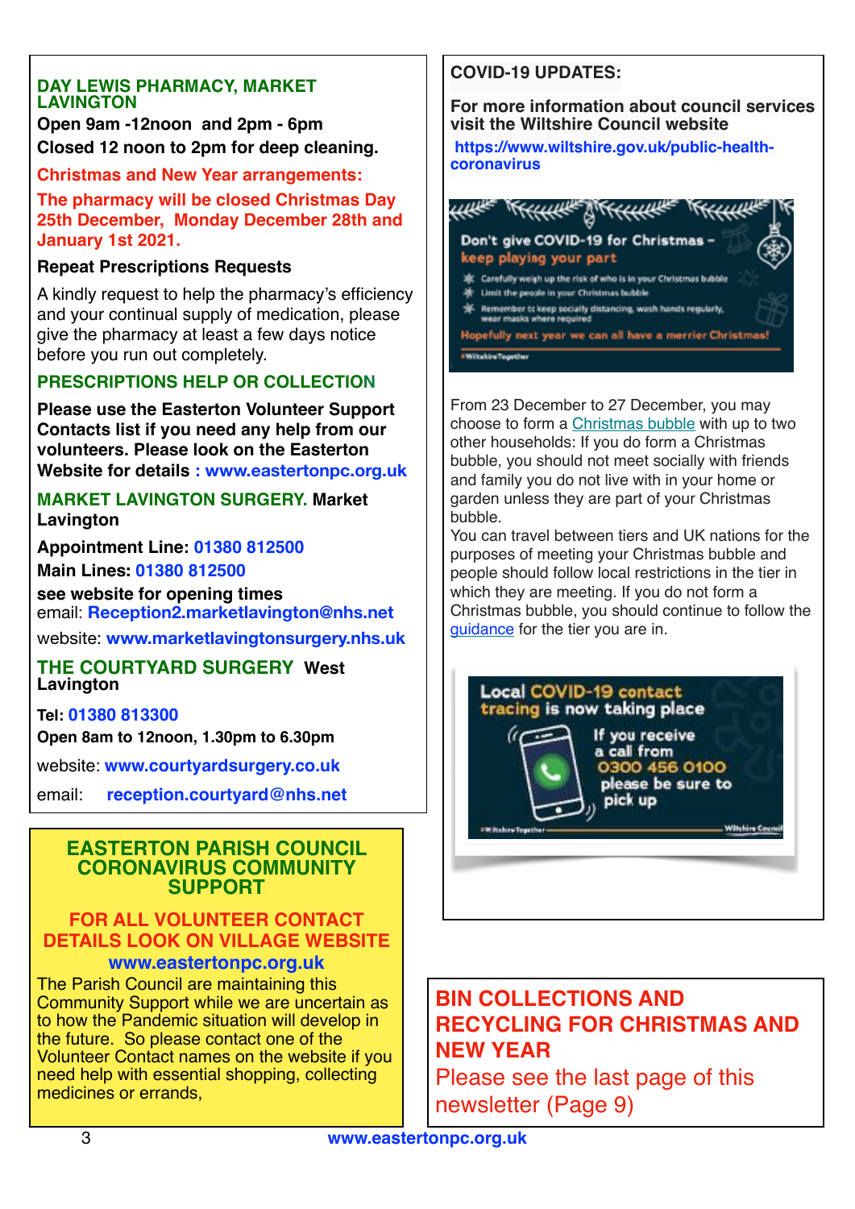## DAY LEWIS PHARMACY, MARKET LAVINGTON

**Open 9am -12noon and 2pm - 6pm**

**Closed 12 noon to 2pm for deep cleaning.**

**Christmas and New Year arrangements:**

**The pharmacy will be closed Christmas Day 25th December, Monday December 28th and January 1st 2021.**

**Repeat Prescriptions Requests**

A kindly request to help the pharmacy's efficiency and your continual supply of medication, please give the pharmacy at least a few days notice before you run out completely.

## PRESCRIPTIONS HELP OR COLLECTION

**Please use the Easterton Volunteer Support Contacts list if you need any help from our volunteers. Please look on the Easterton Website for details : www.eastertonpc.org.uk**

## MARKET LAVINGTON SURGERY. Market Lavington

**Appointment Line: 01380 812500**

**Main Lines: 01380 812500**

**see website for opening times**

email: **Reception2.marketlavington@nhs.net**

website: **www.marketlavingtonsurgery.nhs.uk**

## THE COURTYARD SURGERY West Lavington

**Tel: 01380 813300**

**Open 8am to 12noon, 1.30pm to 6.30pm**

website: **www.courtyardsurgery.co.uk**

email: **reception.courtyard@nhs.net**

## EASTERTON PARISH COUNCIL CORONAVIRUS COMMUNITY SUPPORT

**FOR ALL VOLUNTEER CONTACT DETAILS LOOK ON VILLAGE WEBSITE**

**www.eastertonpc.org.uk**

The Parish Council are maintaining this Community Support while we are uncertain as to how the Pandemic situation will develop in the future. So please contact one of the Volunteer Contact names on the website if you need help with essential shopping, collecting medicines or errands,

## COVID-19 UPDATES:

**For more information about council services visit the Wiltshire Council website**

**https://www.wiltshire.gov.uk/public-health-coronavirus**

Don't give COVID-19 for Christmas – keep playing your part

- Carefully weigh up the risk of who is in your Christmas bubble
- Limit the people in your Christmas bubble
- Remember to keep socially distancing, wash hands regularly, wear masks where required

Hopefully next year we can all have a merrier Christmas!

#WiltshireTogether

From 23 December to 27 December, you may choose to form a Christmas bubble with up to two other households: If you do form a Christmas bubble, you should not meet socially with friends and family you do not live with in your home or garden unless they are part of your Christmas bubble.

You can travel between tiers and UK nations for the purposes of meeting your Christmas bubble and people should follow local restrictions in the tier in which they are meeting. If you do not form a Christmas bubble, you should continue to follow the guidance for the tier you are in.

Local COVID-19 contact tracing is now taking place

If you receive a call from 0300 456 0100 please be sure to pick up

#WiltshireTogether — Wiltshire Council

## BIN COLLECTIONS AND RECYCLING FOR CHRISTMAS AND NEW YEAR

Please see the last page of this newsletter (Page 9)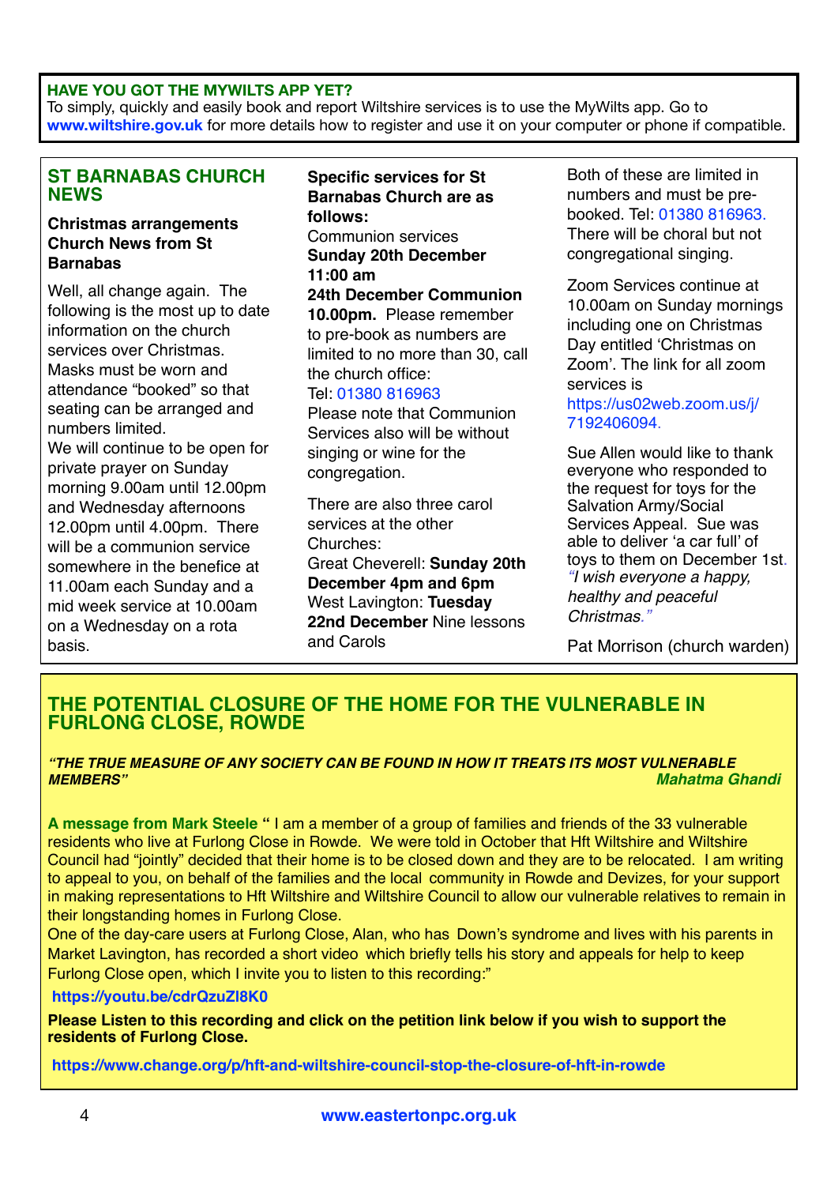**HAVE YOU GOT THE MYWILTS APP YET?**
To simply, quickly and easily book and report Wiltshire services is to use the MyWilts app. Go to **www.wiltshire.gov.uk** for more details how to register and use it on your computer or phone if compatible.

## ST BARNABAS CHURCH NEWS

**Christmas arrangements Church News from St Barnabas**

Well, all change again. The following is the most up to date information on the church services over Christmas. Masks must be worn and attendance "booked" so that seating can be arranged and numbers limited.
We will continue to be open for private prayer on Sunday morning 9.00am until 12.00pm and Wednesday afternoons 12.00pm until 4.00pm. There will be a communion service somewhere in the benefice at 11.00am each Sunday and a mid week service at 10.00am on a Wednesday on a rota basis.

**Specific services for St Barnabas Church are as follows:**
Communion services
**Sunday 20th December 11:00 am**
**24th December Communion 10.00pm.** Please remember to pre-book as numbers are limited to no more than 30, call the church office:
Tel: 01380 816963
Please note that Communion Services also will be without singing or wine for the congregation.

There are also three carol services at the other Churches:
Great Cheverell: **Sunday 20th December 4pm and 6pm**
West Lavington: **Tuesday 22nd December** Nine lessons and Carols

Both of these are limited in numbers and must be pre-booked. Tel: 01380 816963. There will be choral but not congregational singing.

Zoom Services continue at 10.00am on Sunday mornings including one on Christmas Day entitled 'Christmas on Zoom'. The link for all zoom services is https://us02web.zoom.us/j/7192406094.

Sue Allen would like to thank everyone who responded to the request for toys for the Salvation Army/Social Services Appeal. Sue was able to deliver 'a car full' of toys to them on December 1st. *"I wish everyone a happy, healthy and peaceful Christmas."*

Pat Morrison (church warden)

## THE POTENTIAL CLOSURE OF THE HOME FOR THE VULNERABLE IN FURLONG CLOSE, ROWDE

***"THE TRUE MEASURE OF ANY SOCIETY CAN BE FOUND IN HOW IT TREATS ITS MOST VULNERABLE MEMBERS"***
***Mahatma Ghandi***

**A message from Mark Steele "** I am a member of a group of families and friends of the 33 vulnerable residents who live at Furlong Close in Rowde. We were told in October that Hft Wiltshire and Wiltshire Council had "jointly" decided that their home is to be closed down and they are to be relocated. I am writing to appeal to you, on behalf of the families and the local community in Rowde and Devizes, for your support in making representations to Hft Wiltshire and Wiltshire Council to allow our vulnerable relatives to remain in their longstanding homes in Furlong Close.
One of the day-care users at Furlong Close, Alan, who has Down's syndrome and lives with his parents in Market Lavington, has recorded a short video which briefly tells his story and appeals for help to keep Furlong Close open, which I invite you to listen to this recording:"

**https://youtu.be/cdrQzuZl8K0**

**Please Listen to this recording and click on the petition link below if you wish to support the residents of Furlong Close.**

**https://www.change.org/p/hft-and-wiltshire-council-stop-the-closure-of-hft-in-rowde**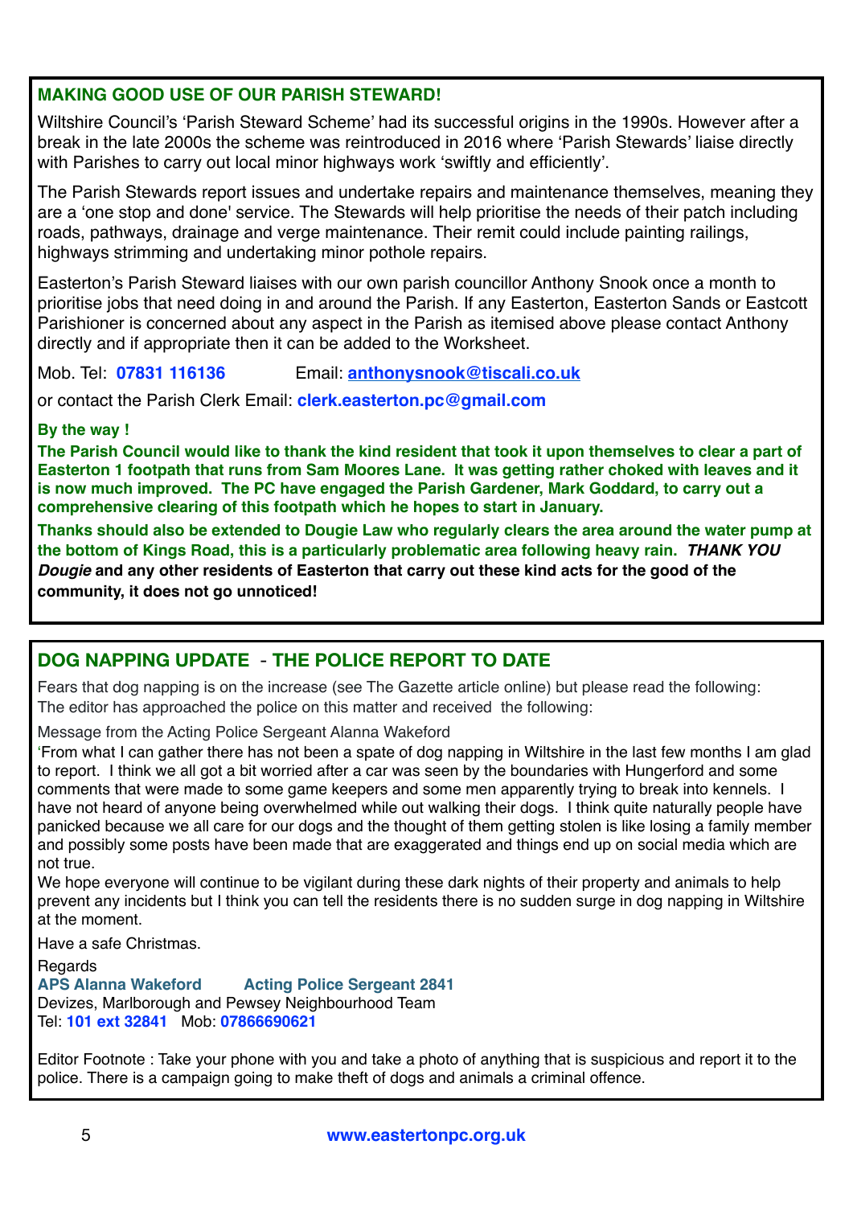## MAKING GOOD USE OF OUR PARISH STEWARD!

Wiltshire Council's 'Parish Steward Scheme' had its successful origins in the 1990s. However after a break in the late 2000s the scheme was reintroduced in 2016 where 'Parish Stewards' liaise directly with Parishes to carry out local minor highways work 'swiftly and efficiently'.

The Parish Stewards report issues and undertake repairs and maintenance themselves, meaning they are a 'one stop and done' service. The Stewards will help prioritise the needs of their patch including roads, pathways, drainage and verge maintenance. Their remit could include painting railings, highways strimming and undertaking minor pothole repairs.

Easterton's Parish Steward liaises with our own parish councillor Anthony Snook once a month to prioritise jobs that need doing in and around the Parish. If any Easterton, Easterton Sands or Eastcott Parishioner is concerned about any aspect in the Parish as itemised above please contact Anthony directly and if appropriate then it can be added to the Worksheet.

Mob. Tel: **07831 116136** Email: **anthonysnook@tiscali.co.uk**

or contact the Parish Clerk Email: **clerk.easterton.pc@gmail.com**

**By the way !**

**The Parish Council would like to thank the kind resident that took it upon themselves to clear a part of Easterton 1 footpath that runs from Sam Moores Lane. It was getting rather choked with leaves and it is now much improved. The PC have engaged the Parish Gardener, Mark Goddard, to carry out a comprehensive clearing of this footpath which he hopes to start in January.**

**Thanks should also be extended to Dougie Law who regularly clears the area around the water pump at the bottom of Kings Road, this is a particularly problematic area following heavy rain. *THANK YOU Dougie* and any other residents of Easterton that carry out these kind acts for the good of the community, it does not go unnoticed!**

## DOG NAPPING UPDATE - THE POLICE REPORT TO DATE

Fears that dog napping is on the increase (see The Gazette article online) but please read the following:
The editor has approached the police on this matter and received the following:

Message from the Acting Police Sergeant Alanna Wakeford

'From what I can gather there has not been a spate of dog napping in Wiltshire in the last few months I am glad to report. I think we all got a bit worried after a car was seen by the boundaries with Hungerford and some comments that were made to some game keepers and some men apparently trying to break into kennels. I have not heard of anyone being overwhelmed while out walking their dogs. I think quite naturally people have panicked because we all care for our dogs and the thought of them getting stolen is like losing a family member and possibly some posts have been made that are exaggerated and things end up on social media which are not true.

We hope everyone will continue to be vigilant during these dark nights of their property and animals to help prevent any incidents but I think you can tell the residents there is no sudden surge in dog napping in Wiltshire at the moment.

Have a safe Christmas.

Regards
**APS Alanna Wakeford** **Acting Police Sergeant 2841**
Devizes, Marlborough and Pewsey Neighbourhood Team
Tel: **101 ext 32841** Mob: **07866690621**

Editor Footnote : Take your phone with you and take a photo of anything that is suspicious and report it to the police. There is a campaign going to make theft of dogs and animals a criminal offence.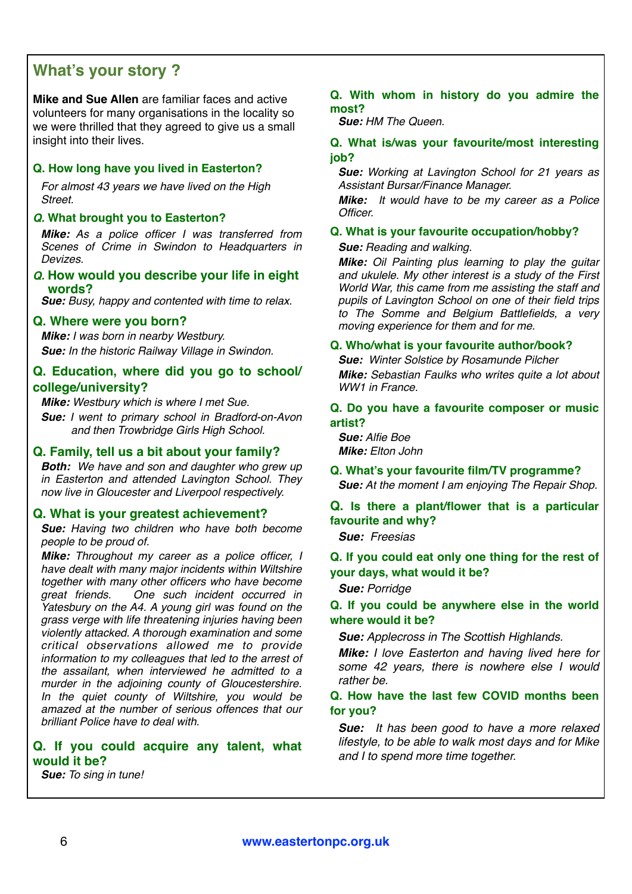## What's your story ?

**Mike and Sue Allen** are familiar faces and active volunteers for many organisations in the locality so we were thrilled that they agreed to give us a small insight into their lives.

### Q. How long have you lived in Easterton?

*For almost 43 years we have lived on the High Street.*

### Q. What brought you to Easterton?

***Mike:*** *As a police officer I was transferred from Scenes of Crime in Swindon to Headquarters in Devizes.*

### Q. How would you describe your life in eight words?

***Sue:*** *Busy, happy and contented with time to relax.*

### Q. Where were you born?

***Mike:*** *I was born in nearby Westbury.*

***Sue:*** *In the historic Railway Village in Swindon.*

### Q. Education, where did you go to school/college/university?

***Mike:*** *Westbury which is where I met Sue.*

***Sue:*** *I went to primary school in Bradford-on-Avon and then Trowbridge Girls High School.*

### Q. Family, tell us a bit about your family?

***Both:*** *We have and son and daughter who grew up in Easterton and attended Lavington School. They now live in Gloucester and Liverpool respectively.*

### Q. What is your greatest achievement?

***Sue:*** *Having two children who have both become people to be proud of.*

***Mike:*** *Throughout my career as a police officer, I have dealt with many major incidents within Wiltshire together with many other officers who have become great friends. One such incident occurred in Yatesbury on the A4. A young girl was found on the grass verge with life threatening injuries having been violently attacked. A thorough examination and some critical observations allowed me to provide information to my colleagues that led to the arrest of the assailant, when interviewed he admitted to a murder in the adjoining county of Gloucestershire. In the quiet county of Wiltshire, you would be amazed at the number of serious offences that our brilliant Police have to deal with.*

### Q. If you could acquire any talent, what would it be?

***Sue:*** *To sing in tune!*

### Q. With whom in history do you admire the most?

***Sue:*** *HM The Queen.*

### Q. What is/was your favourite/most interesting job?

***Sue:*** *Working at Lavington School for 21 years as Assistant Bursar/Finance Manager.*

***Mike:*** *It would have to be my career as a Police Officer.*

### Q. What is your favourite occupation/hobby?

***Sue:*** *Reading and walking.*

***Mike:*** *Oil Painting plus learning to play the guitar and ukulele. My other interest is a study of the First World War, this came from me assisting the staff and pupils of Lavington School on one of their field trips to The Somme and Belgium Battlefields, a very moving experience for them and for me.*

### Q. Who/what is your favourite author/book?

***Sue:*** *Winter Solstice by Rosamunde Pilcher*

***Mike:*** *Sebastian Faulks who writes quite a lot about WW1 in France.*

### Q. Do you have a favourite composer or music artist?

***Sue:*** *Alfie Boe*

***Mike:*** *Elton John*

### Q. What's your favourite film/TV programme?

***Sue:*** *At the moment I am enjoying The Repair Shop.*

### Q. Is there a plant/flower that is a particular favourite and why?

***Sue:*** *Freesias*

### Q. If you could eat only one thing for the rest of your days, what would it be?

***Sue:*** *Porridge*

### Q. If you could be anywhere else in the world where would it be?

***Sue:*** *Applecross in The Scottish Highlands.*

***Mike:*** *I love Easterton and having lived here for some 42 years, there is nowhere else I would rather be.*

### Q. How have the last few COVID months been for you?

***Sue:*** *It has been good to have a more relaxed lifestyle, to be able to walk most days and for Mike and I to spend more time together.*

www.eastertonpc.org.uk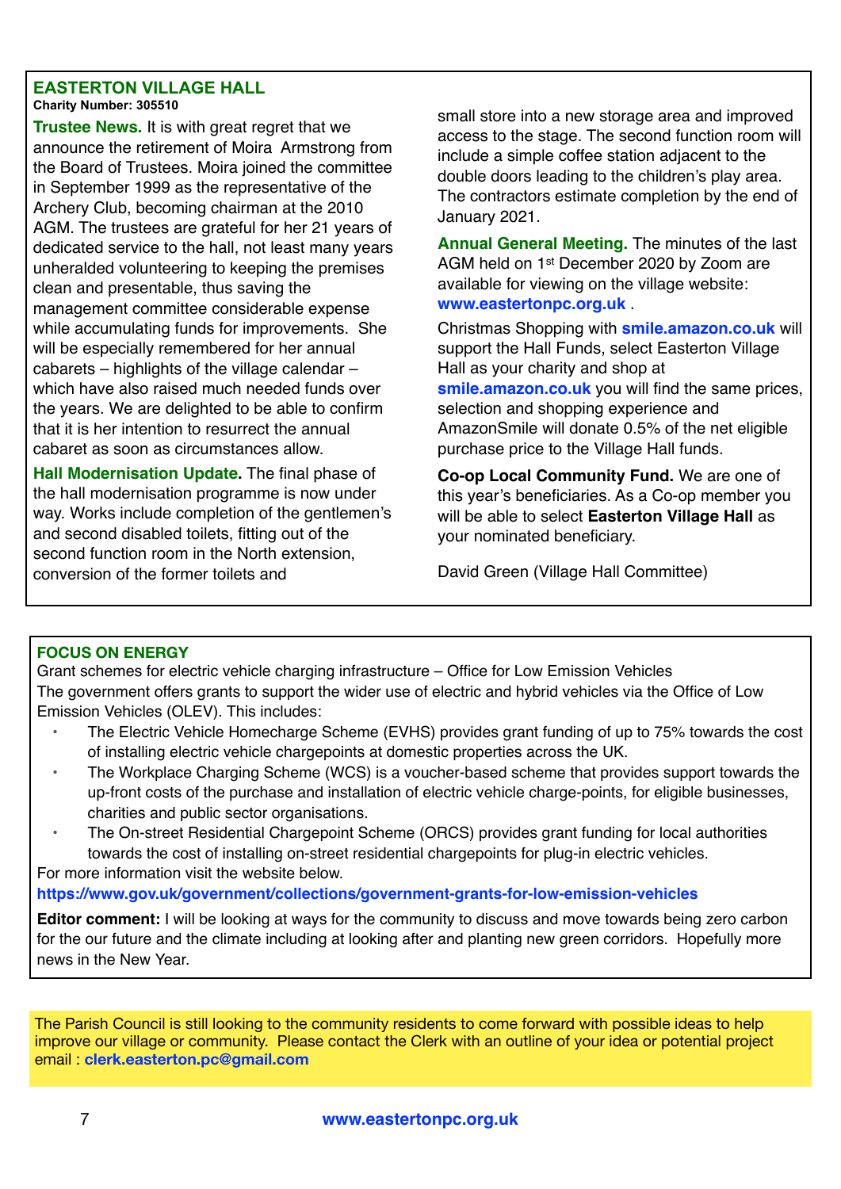## EASTERTON VILLAGE HALL

**Charity Number: 305510**

**Trustee News.** It is with great regret that we announce the retirement of Moira Armstrong from the Board of Trustees. Moira joined the committee in September 1999 as the representative of the Archery Club, becoming chairman at the 2010 AGM. The trustees are grateful for her 21 years of dedicated service to the hall, not least many years unheralded volunteering to keeping the premises clean and presentable, thus saving the management committee considerable expense while accumulating funds for improvements. She will be especially remembered for her annual cabarets – highlights of the village calendar – which have also raised much needed funds over the years. We are delighted to be able to confirm that it is her intention to resurrect the annual cabaret as soon as circumstances allow.

**Hall Modernisation Update.** The final phase of the hall modernisation programme is now under way. Works include completion of the gentlemen's and second disabled toilets, fitting out of the second function room in the North extension, conversion of the former toilets and small store into a new storage area and improved access to the stage. The second function room will include a simple coffee station adjacent to the double doors leading to the children's play area. The contractors estimate completion by the end of January 2021.

**Annual General Meeting.** The minutes of the last AGM held on 1st December 2020 by Zoom are available for viewing on the village website: **www.eastertonpc.org.uk** .

Christmas Shopping with **smile.amazon.co.uk** will support the Hall Funds, select Easterton Village Hall as your charity and shop at **smile.amazon.co.uk** you will find the same prices, selection and shopping experience and AmazonSmile will donate 0.5% of the net eligible purchase price to the Village Hall funds.

**Co-op Local Community Fund.** We are one of this year's beneficiaries. As a Co-op member you will be able to select **Easterton Village Hall** as your nominated beneficiary.

David Green (Village Hall Committee)

## FOCUS ON ENERGY

Grant schemes for electric vehicle charging infrastructure – Office for Low Emission Vehicles

The government offers grants to support the wider use of electric and hybrid vehicles via the Office of Low Emission Vehicles (OLEV). This includes:

- The Electric Vehicle Homecharge Scheme (EVHS) provides grant funding of up to 75% towards the cost of installing electric vehicle chargepoints at domestic properties across the UK.
- The Workplace Charging Scheme (WCS) is a voucher-based scheme that provides support towards the up-front costs of the purchase and installation of electric vehicle charge-points, for eligible businesses, charities and public sector organisations.
- The On-street Residential Chargepoint Scheme (ORCS) provides grant funding for local authorities towards the cost of installing on-street residential chargepoints for plug-in electric vehicles.

For more information visit the website below.

**https://www.gov.uk/government/collections/government-grants-for-low-emission-vehicles**

**Editor comment:** I will be looking at ways for the community to discuss and move towards being zero carbon for the our future and the climate including at looking after and planting new green corridors. Hopefully more news in the New Year.

The Parish Council is still looking to the community residents to come forward with possible ideas to help improve our village or community. Please contact the Clerk with an outline of your idea or potential project email : **clerk.easterton.pc@gmail.com**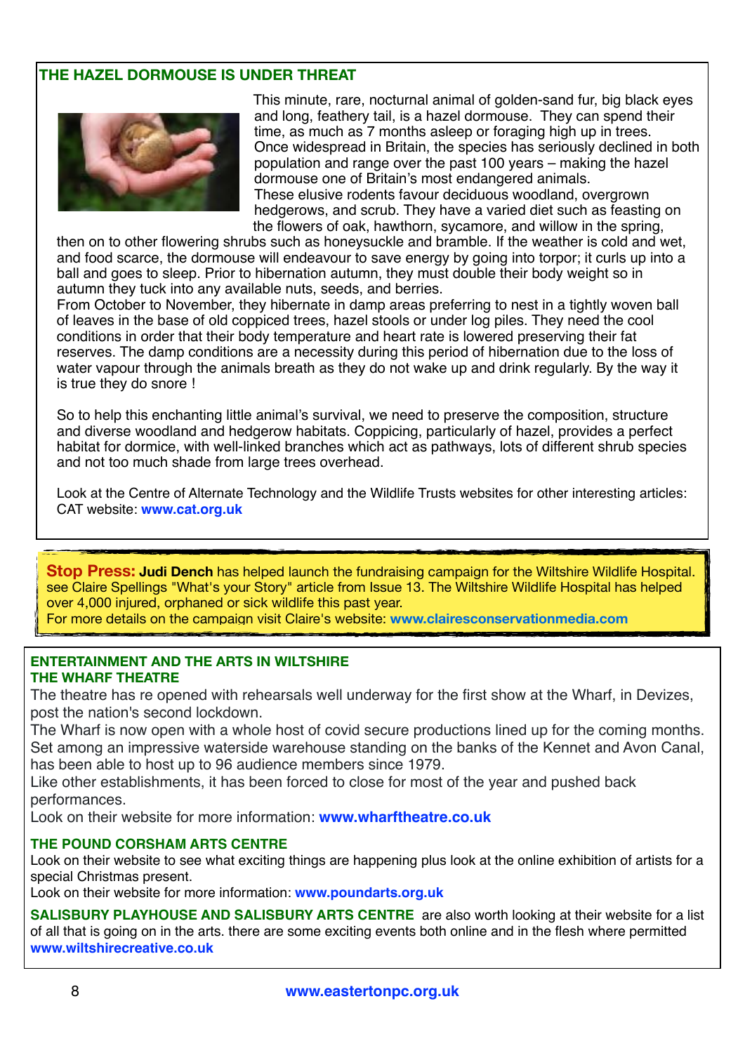## THE HAZEL DORMOUSE IS UNDER THREAT

This minute, rare, nocturnal animal of golden-sand fur, big black eyes and long, feathery tail, is a hazel dormouse. They can spend their time, as much as 7 months asleep or foraging high up in trees. Once widespread in Britain, the species has seriously declined in both population and range over the past 100 years – making the hazel dormouse one of Britain's most endangered animals.

These elusive rodents favour deciduous woodland, overgrown hedgerows, and scrub. They have a varied diet such as feasting on the flowers of oak, hawthorn, sycamore, and willow in the spring, then on to other flowering shrubs such as honeysuckle and bramble. If the weather is cold and wet, and food scarce, the dormouse will endeavour to save energy by going into torpor; it curls up into a ball and goes to sleep. Prior to hibernation autumn, they must double their body weight so in autumn they tuck into any available nuts, seeds, and berries.

From October to November, they hibernate in damp areas preferring to nest in a tightly woven ball of leaves in the base of old coppiced trees, hazel stools or under log piles. They need the cool conditions in order that their body temperature and heart rate is lowered preserving their fat reserves. The damp conditions are a necessity during this period of hibernation due to the loss of water vapour through the animals breath as they do not wake up and drink regularly. By the way it is true they do snore !

So to help this enchanting little animal's survival, we need to preserve the composition, structure and diverse woodland and hedgerow habitats. Coppicing, particularly of hazel, provides a perfect habitat for dormice, with well-linked branches which act as pathways, lots of different shrub species and not too much shade from large trees overhead.

Look at the Centre of Alternate Technology and the Wildlife Trusts websites for other interesting articles: CAT website: **www.cat.org.uk**

**Stop Press:** **Judi Dench** has helped launch the fundraising campaign for the Wiltshire Wildlife Hospital. see Claire Spellings "What's your Story" article from Issue 13. The Wiltshire Wildlife Hospital has helped over 4,000 injured, orphaned or sick wildlife this past year.
For more details on the campaign visit Claire's website: **www.clairesconservationmedia.com**

## ENTERTAINMENT AND THE ARTS IN WILTSHIRE

### THE WHARF THEATRE

The theatre has re opened with rehearsals well underway for the first show at the Wharf, in Devizes, post the nation's second lockdown.

The Wharf is now open with a whole host of covid secure productions lined up for the coming months. Set among an impressive waterside warehouse standing on the banks of the Kennet and Avon Canal, has been able to host up to 96 audience members since 1979.

Like other establishments, it has been forced to close for most of the year and pushed back performances.

Look on their website for more information: **www.wharftheatre.co.uk**

### THE POUND CORSHAM ARTS CENTRE

Look on their website to see what exciting things are happening plus look at the online exhibition of artists for a special Christmas present.

Look on their website for more information: **www.poundarts.org.uk**

**SALISBURY PLAYHOUSE AND SALISBURY ARTS CENTRE** are also worth looking at their website for a list of all that is going on in the arts. there are some exciting events both online and in the flesh where permitted **www.wiltshirecreative.co.uk**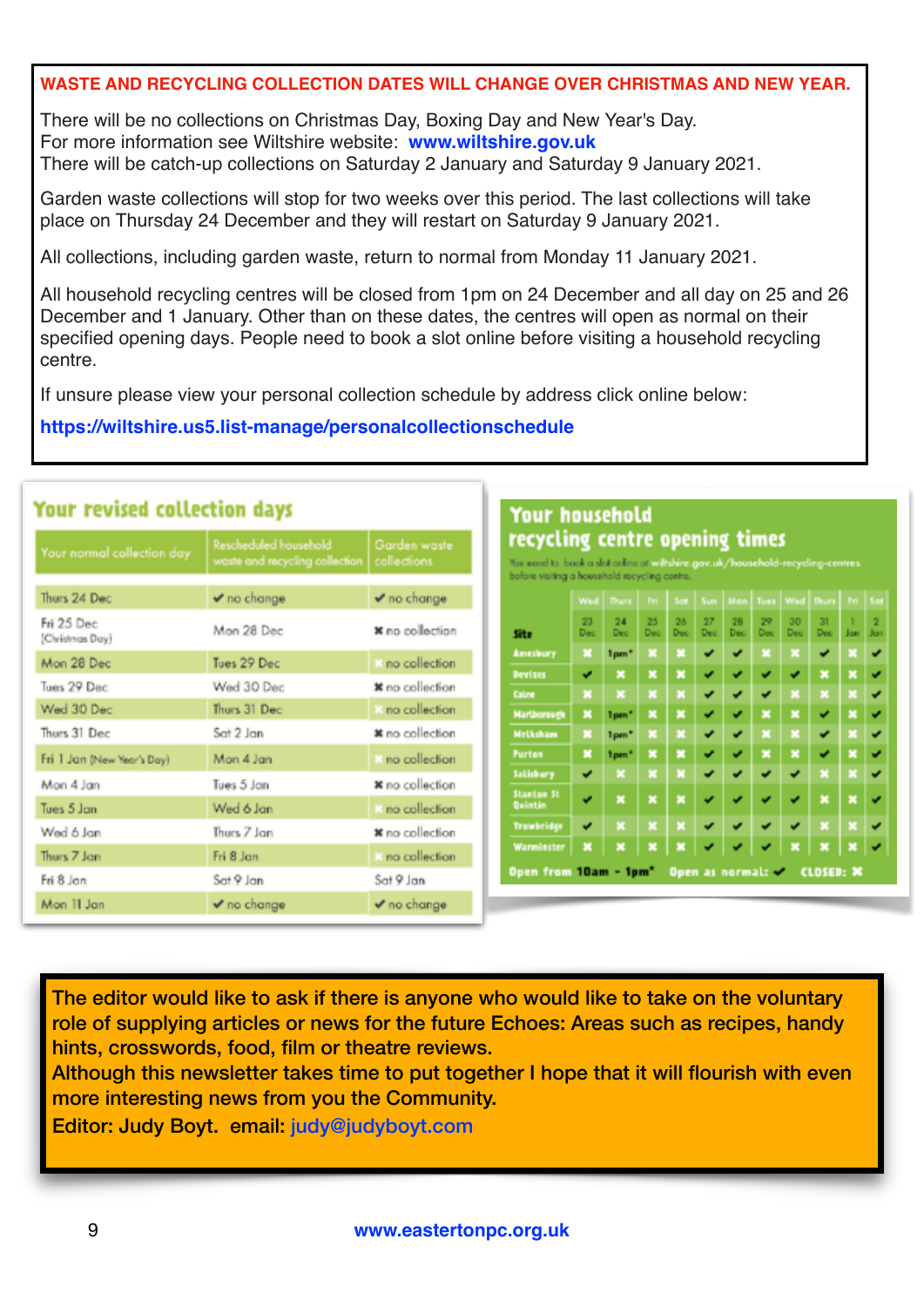**WASTE AND RECYCLING COLLECTION DATES WILL CHANGE OVER CHRISTMAS AND NEW YEAR.**

There will be no collections on Christmas Day, Boxing Day and New Year's Day.
For more information see Wiltshire website: **www.wiltshire.gov.uk**
There will be catch-up collections on Saturday 2 January and Saturday 9 January 2021.

Garden waste collections will stop for two weeks over this period. The last collections will take place on Thursday 24 December and they will restart on Saturday 9 January 2021.

All collections, including garden waste, return to normal from Monday 11 January 2021.

All household recycling centres will be closed from 1pm on 24 December and all day on 25 and 26 December and 1 January. Other than on these dates, the centres will open as normal on their specified opening days. People need to book a slot online before visiting a household recycling centre.

If unsure please view your personal collection schedule by address click online below:

**https://wiltshire.us5.list-manage/personalcollectionschedule**

## Your revised collection days

| Your normal collection day | Rescheduled household waste and recycling collection | Garden waste collections |
|---|---|---|
| Thurs 24 Dec | ✔ no change | ✔ no change |
| Fri 25 Dec (Christmas Day) | Mon 28 Dec | ✖ no collection |
| Mon 28 Dec | Tues 29 Dec | ✖ no collection |
| Tues 29 Dec | Wed 30 Dec | ✖ no collection |
| Wed 30 Dec | Thurs 31 Dec | ✖ no collection |
| Thurs 31 Dec | Sat 2 Jan | ✖ no collection |
| Fri 1 Jan (New Year's Day) | Mon 4 Jan | ✖ no collection |
| Mon 4 Jan | Tues 5 Jan | ✖ no collection |
| Tues 5 Jan | Wed 6 Jan | ✖ no collection |
| Wed 6 Jan | Thurs 7 Jan | ✖ no collection |
| Thurs 7 Jan | Fri 8 Jan | ✖ no collection |
| Fri 8 Jan | Sat 9 Jan | Sat 9 Jan |
| Mon 11 Jan | ✔ no change | ✔ no change |

## Your household recycling centre opening times

You need to book a slot online at wiltshire.gov.uk/household-recycling-centres before visiting a household recycling centre.

| Site | Wed 23 Dec | Thurs 24 Dec | Fri 25 Dec | Sat 26 Dec | Sun 27 Dec | Mon 28 Dec | Tues 29 Dec | Wed 30 Dec | Thurs 31 Dec | Fri 1 Jan | Sat 2 Jan |
|---|---|---|---|---|---|---|---|---|---|---|---|
| Amesbury | ✖ | 1pm* | ✖ | ✖ | ✔ | ✔ | ✖ | ✖ | ✔ | ✖ | ✔ |
| Devizes | ✔ | ✖ | ✖ | ✖ | ✔ | ✔ | ✔ | ✔ | ✖ | ✖ | ✔ |
| Calne | ✖ | ✖ | ✖ | ✖ | ✔ | ✔ | ✔ | ✖ | ✖ | ✖ | ✔ |
| Marlborough | ✖ | 1pm* | ✖ | ✖ | ✔ | ✔ | ✖ | ✖ | ✔ | ✖ | ✔ |
| Melksham | ✖ | 1pm* | ✖ | ✖ | ✔ | ✔ | ✖ | ✖ | ✔ | ✖ | ✔ |
| Purton | ✖ | 1pm* | ✖ | ✖ | ✔ | ✔ | ✖ | ✖ | ✔ | ✖ | ✔ |
| Salisbury | ✔ | ✖ | ✖ | ✖ | ✔ | ✔ | ✔ | ✔ | ✖ | ✖ | ✔ |
| Stanton St Quintin | ✔ | ✖ | ✖ | ✖ | ✔ | ✔ | ✔ | ✔ | ✖ | ✖ | ✔ |
| Trowbridge | ✔ | ✖ | ✖ | ✖ | ✔ | ✔ | ✔ | ✔ | ✖ | ✖ | ✔ |
| Warminster | ✖ | ✖ | ✖ | ✖ | ✔ | ✔ | ✔ | ✖ | ✖ | ✖ | ✔ |

Open from 10am - 1pm* Open as normal: ✔ CLOSED: ✖

**The editor would like to ask if there is anyone who would like to take on the voluntary role of supplying articles or news for the future Echoes: Areas such as recipes, handy hints, crosswords, food, film or theatre reviews.**
**Although this newsletter takes time to put together I hope that it will flourish with even more interesting news from you the Community.**
**Editor: Judy Boyt. email:** judy@judyboyt.com

**www.eastertonpc.org.uk**